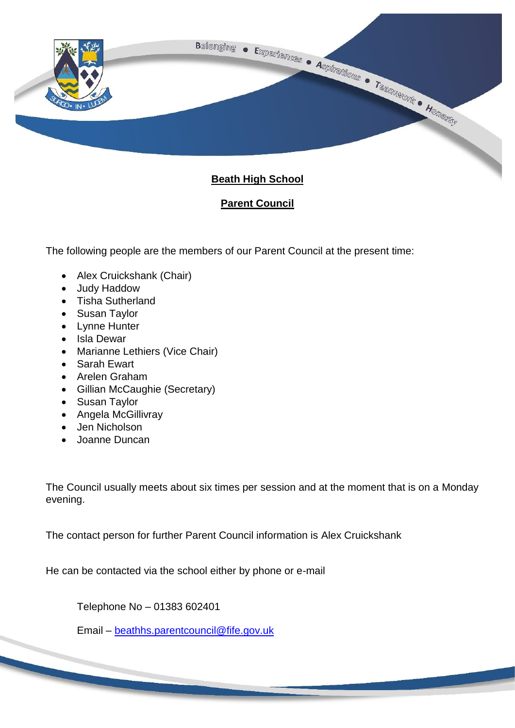Belonging • Experiences • Aspirations • Teamwork • Honesty

# Beath High School

## Parent Council

The following people are the members of our Parent Council at the present time:

- Alex Cruickshank (Chair)
- Judy Haddow
- Tisha Sutherland
- Susan Taylor
- Lynne Hunter
- Isla Dewar
- Marianne Lethiers (Vice Chair)
- Sarah Ewart
- Arelen Graham
- Gillian McCaughie (Secretary)
- Susan Taylor
- Angela McGillivray
- Jen Nicholson
- Joanne Duncan

The Council usually meets about six times per session and at the moment that is on a Monday evening.

The contact person for further Parent Council information is Alex Cruickshank

He can be contacted via the school either by phone or e-mail

Telephone No – 01383 602401

Email – beathhs.parentcouncil@fife.gov.uk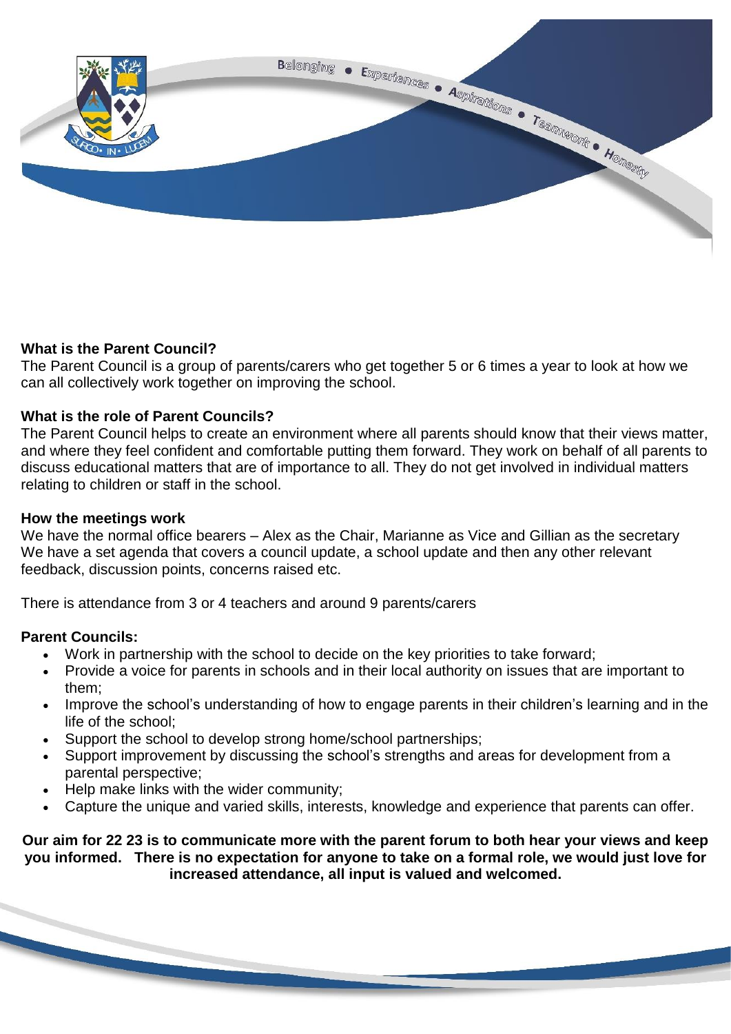Belonging • Experiences • Aspirations • Teamwork • Honesty

**What is the Parent Council?**
The Parent Council is a group of parents/carers who get together 5 or 6 times a year to look at how we can all collectively work together on improving the school.

**What is the role of Parent Councils?**
The Parent Council helps to create an environment where all parents should know that their views matter, and where they feel confident and comfortable putting them forward. They work on behalf of all parents to discuss educational matters that are of importance to all. They do not get involved in individual matters relating to children or staff in the school.

**How the meetings work**
We have the normal office bearers – Alex as the Chair, Marianne as Vice and Gillian as the secretary
We have a set agenda that covers a council update, a school update and then any other relevant feedback, discussion points, concerns raised etc.

There is attendance from 3 or 4 teachers and around 9 parents/carers

**Parent Councils:**

- Work in partnership with the school to decide on the key priorities to take forward;
- Provide a voice for parents in schools and in their local authority on issues that are important to them;
- Improve the school's understanding of how to engage parents in their children's learning and in the life of the school;
- Support the school to develop strong home/school partnerships;
- Support improvement by discussing the school's strengths and areas for development from a parental perspective;
- Help make links with the wider community;
- Capture the unique and varied skills, interests, knowledge and experience that parents can offer.

**Our aim for 22 23 is to communicate more with the parent forum to both hear your views and keep you informed. There is no expectation for anyone to take on a formal role, we would just love for increased attendance, all input is valued and welcomed.**